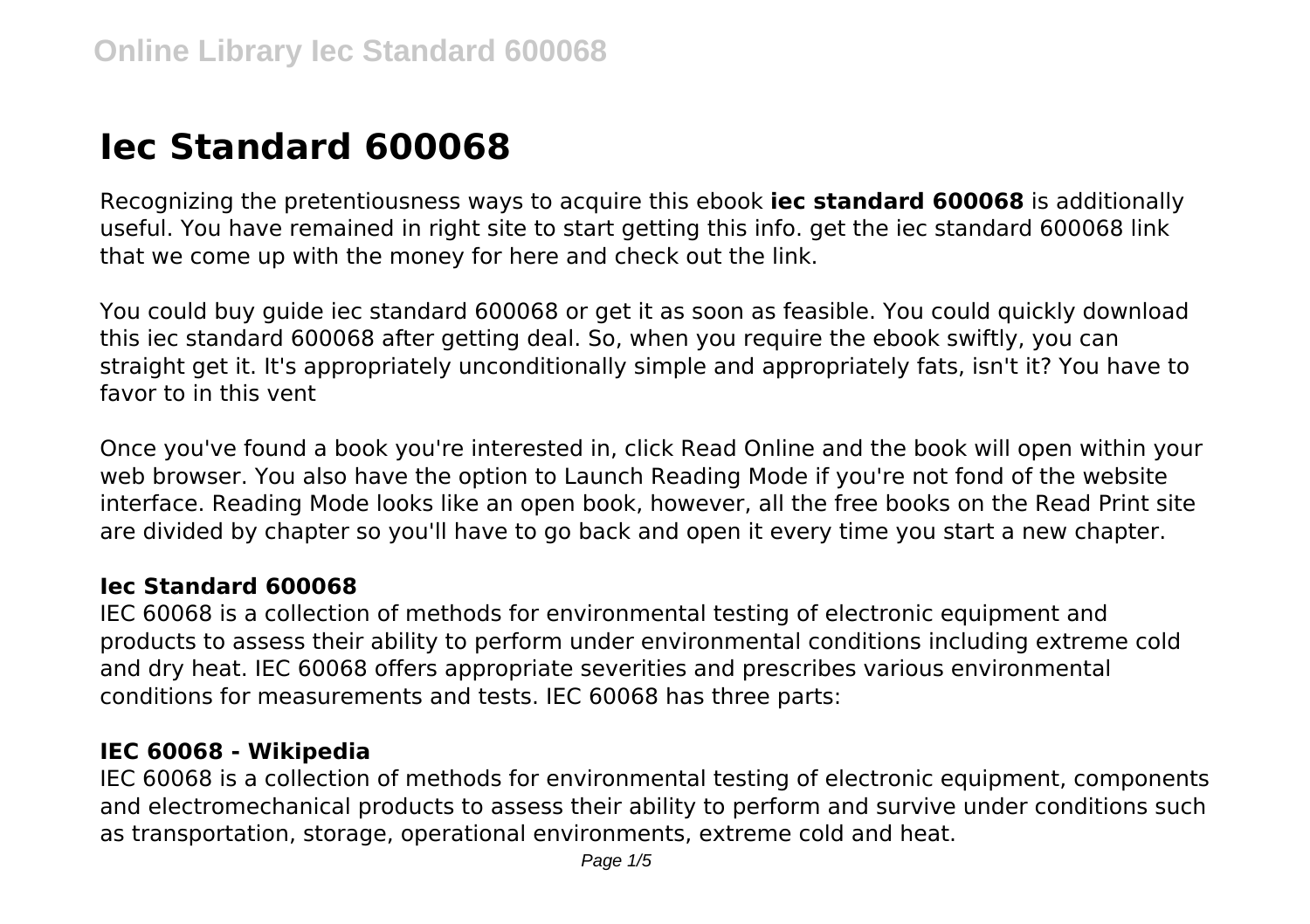# Iec Standard 600068

Recognizing the pretentiousness ways to acquire this ebook **iec standard 600068** is additionally useful. You have remained in right site to start getting this info. get the iec standard 600068 link that we come up with the money for here and check out the link.

You could buy guide iec standard 600068 or get it as soon as feasible. You could quickly download this iec standard 600068 after getting deal. So, when you require the ebook swiftly, you can straight get it. It's appropriately unconditionally simple and appropriately fats, isn't it? You have to favor to in this vent

Once you've found a book you're interested in, click Read Online and the book will open within your web browser. You also have the option to Launch Reading Mode if you're not fond of the website interface. Reading Mode looks like an open book, however, all the free books on the Read Print site are divided by chapter so you'll have to go back and open it every time you start a new chapter.

### Iec Standard 600068

IEC 60068 is a collection of methods for environmental testing of electronic equipment and products to assess their ability to perform under environmental conditions including extreme cold and dry heat. IEC 60068 offers appropriate severities and prescribes various environmental conditions for measurements and tests. IEC 60068 has three parts:

### IEC 60068 - Wikipedia

IEC 60068 is a collection of methods for environmental testing of electronic equipment, components and electromechanical products to assess their ability to perform and survive under conditions such as transportation, storage, operational environments, extreme cold and heat.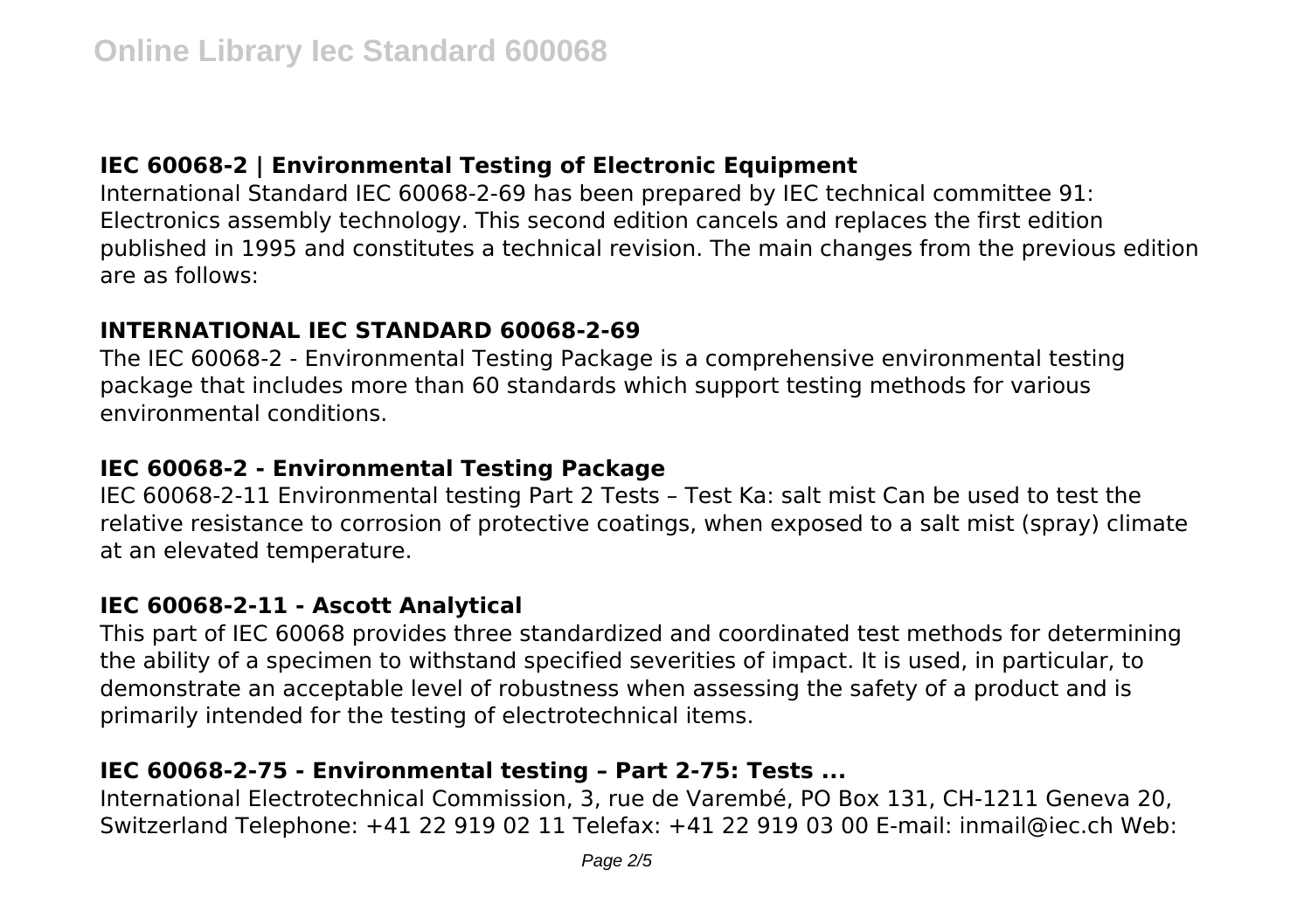### IEC 60068-2 | Environmental Testing of Electronic Equipment

International Standard IEC 60068-2-69 has been prepared by IEC technical committee 91: Electronics assembly technology. This second edition cancels and replaces the first edition published in 1995 and constitutes a technical revision. The main changes from the previous edition are as follows:

### INTERNATIONAL IEC STANDARD 60068-2-69

The IEC 60068-2 - Environmental Testing Package is a comprehensive environmental testing package that includes more than 60 standards which support testing methods for various environmental conditions.

### IEC 60068-2 - Environmental Testing Package

IEC 60068-2-11 Environmental testing Part 2 Tests – Test Ka: salt mist Can be used to test the relative resistance to corrosion of protective coatings, when exposed to a salt mist (spray) climate at an elevated temperature.

### IEC 60068-2-11 - Ascott Analytical

This part of IEC 60068 provides three standardized and coordinated test methods for determining the ability of a specimen to withstand specified severities of impact. It is used, in particular, to demonstrate an acceptable level of robustness when assessing the safety of a product and is primarily intended for the testing of electrotechnical items.

### IEC 60068-2-75 - Environmental testing – Part 2-75: Tests ...

International Electrotechnical Commission, 3, rue de Varembé, PO Box 131, CH-1211 Geneva 20, Switzerland Telephone: +41 22 919 02 11 Telefax: +41 22 919 03 00 E-mail: inmail@iec.ch Web: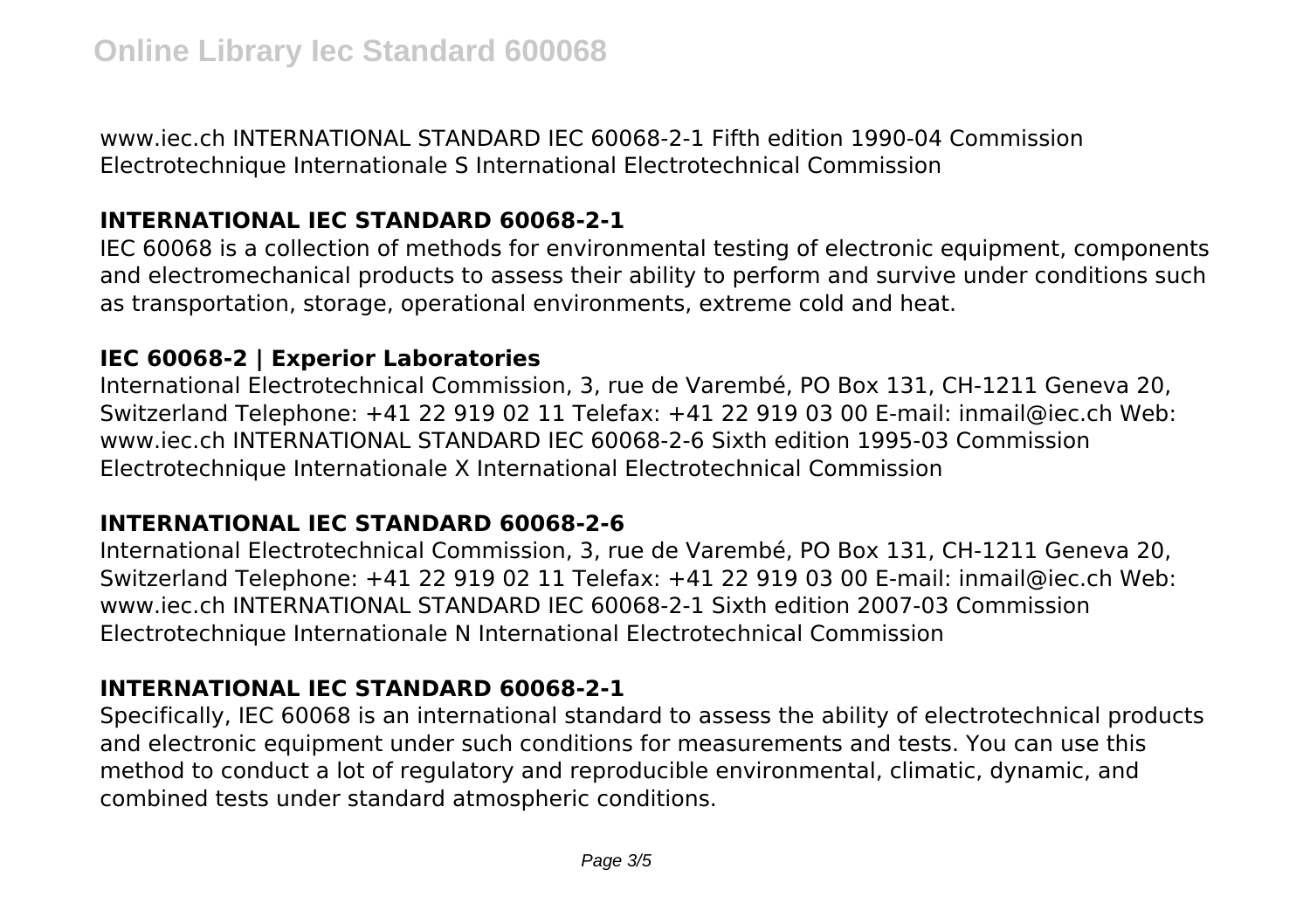www.iec.ch INTERNATIONAL STANDARD IEC 60068-2-1 Fifth edition 1990-04 Commission Electrotechnique Internationale S International Electrotechnical Commission

## INTERNATIONAL IEC STANDARD 60068-2-1

IEC 60068 is a collection of methods for environmental testing of electronic equipment, components and electromechanical products to assess their ability to perform and survive under conditions such as transportation, storage, operational environments, extreme cold and heat.

## IEC 60068-2 | Experior Laboratories

International Electrotechnical Commission, 3, rue de Varembé, PO Box 131, CH-1211 Geneva 20, Switzerland Telephone: +41 22 919 02 11 Telefax: +41 22 919 03 00 E-mail: inmail@iec.ch Web: www.iec.ch INTERNATIONAL STANDARD IEC 60068-2-6 Sixth edition 1995-03 Commission Electrotechnique Internationale X International Electrotechnical Commission

## INTERNATIONAL IEC STANDARD 60068-2-6

International Electrotechnical Commission, 3, rue de Varembé, PO Box 131, CH-1211 Geneva 20, Switzerland Telephone: +41 22 919 02 11 Telefax: +41 22 919 03 00 E-mail: inmail@iec.ch Web: www.iec.ch INTERNATIONAL STANDARD IEC 60068-2-1 Sixth edition 2007-03 Commission Electrotechnique Internationale N International Electrotechnical Commission

## INTERNATIONAL IEC STANDARD 60068-2-1

Specifically, IEC 60068 is an international standard to assess the ability of electrotechnical products and electronic equipment under such conditions for measurements and tests. You can use this method to conduct a lot of regulatory and reproducible environmental, climatic, dynamic, and combined tests under standard atmospheric conditions.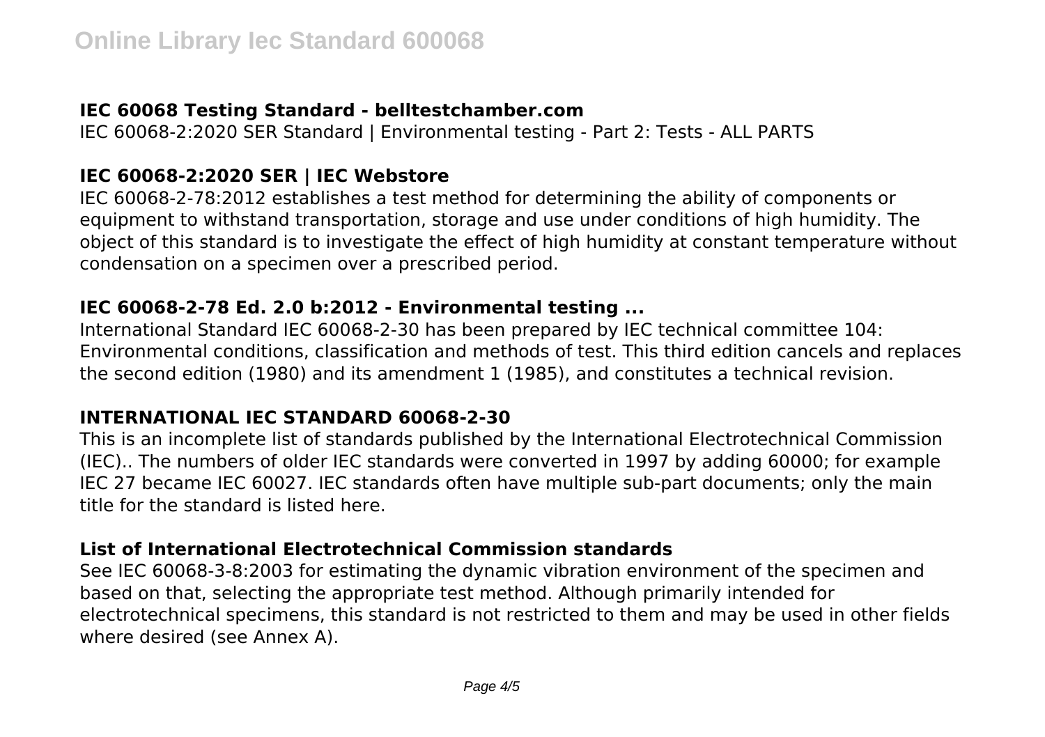### IEC 60068 Testing Standard - belltestchamber.com

IEC 60068-2:2020 SER Standard | Environmental testing - Part 2: Tests - ALL PARTS

### IEC 60068-2:2020 SER | IEC Webstore

IEC 60068-2-78:2012 establishes a test method for determining the ability of components or equipment to withstand transportation, storage and use under conditions of high humidity. The object of this standard is to investigate the effect of high humidity at constant temperature without condensation on a specimen over a prescribed period.

### IEC 60068-2-78 Ed. 2.0 b:2012 - Environmental testing ...

International Standard IEC 60068-2-30 has been prepared by IEC technical committee 104: Environmental conditions, classification and methods of test. This third edition cancels and replaces the second edition (1980) and its amendment 1 (1985), and constitutes a technical revision.

### INTERNATIONAL IEC STANDARD 60068-2-30

This is an incomplete list of standards published by the International Electrotechnical Commission (IEC).. The numbers of older IEC standards were converted in 1997 by adding 60000; for example IEC 27 became IEC 60027. IEC standards often have multiple sub-part documents; only the main title for the standard is listed here.

### List of International Electrotechnical Commission standards

See IEC 60068-3-8:2003 for estimating the dynamic vibration environment of the specimen and based on that, selecting the appropriate test method. Although primarily intended for electrotechnical specimens, this standard is not restricted to them and may be used in other fields where desired (see Annex A).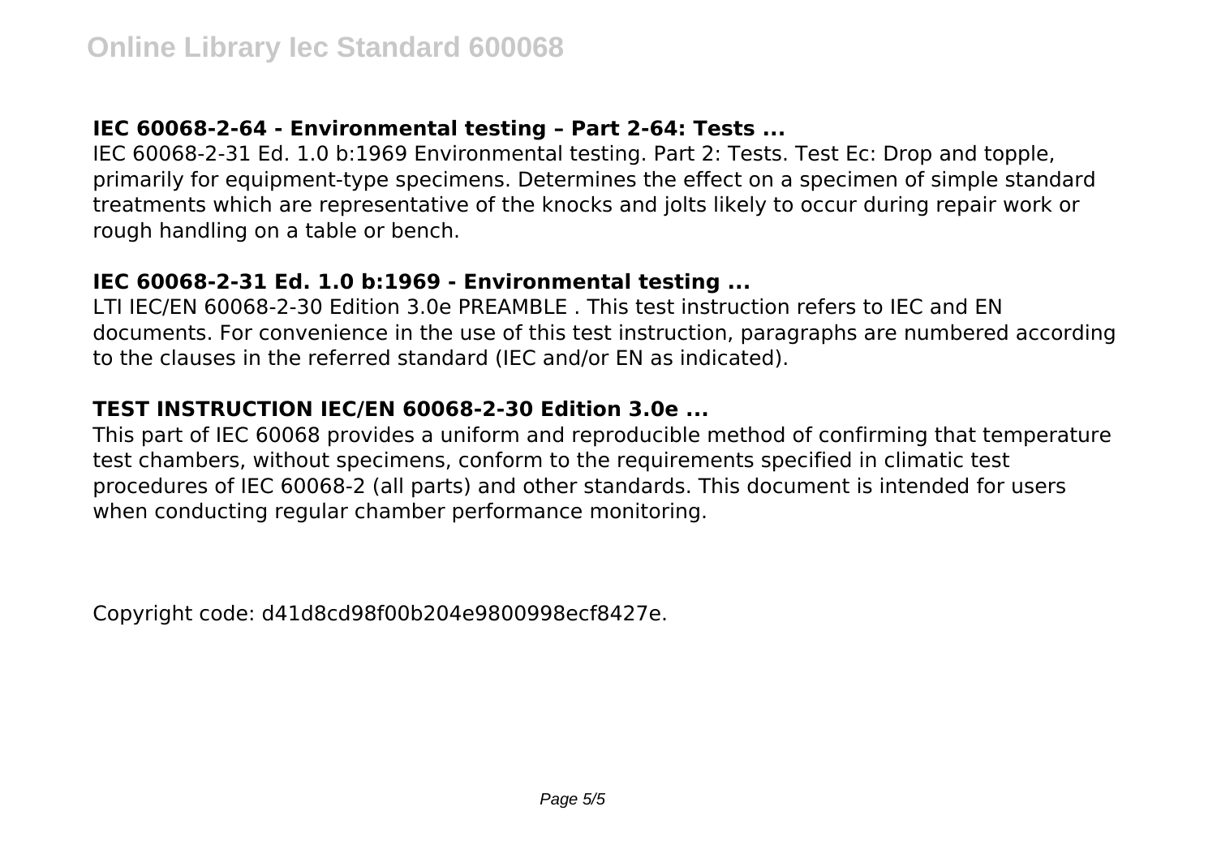### IEC 60068-2-64 - Environmental testing – Part 2-64: Tests ...

IEC 60068-2-31 Ed. 1.0 b:1969 Environmental testing. Part 2: Tests. Test Ec: Drop and topple, primarily for equipment-type specimens. Determines the effect on a specimen of simple standard treatments which are representative of the knocks and jolts likely to occur during repair work or rough handling on a table or bench.

### IEC 60068-2-31 Ed. 1.0 b:1969 - Environmental testing ...

LTI IEC/EN 60068-2-30 Edition 3.0e PREAMBLE . This test instruction refers to IEC and EN documents. For convenience in the use of this test instruction, paragraphs are numbered according to the clauses in the referred standard (IEC and/or EN as indicated).

### TEST INSTRUCTION IEC/EN 60068-2-30 Edition 3.0e ...

This part of IEC 60068 provides a uniform and reproducible method of confirming that temperature test chambers, without specimens, conform to the requirements specified in climatic test procedures of IEC 60068-2 (all parts) and other standards. This document is intended for users when conducting regular chamber performance monitoring.

Copyright code: d41d8cd98f00b204e9800998ecf8427e.